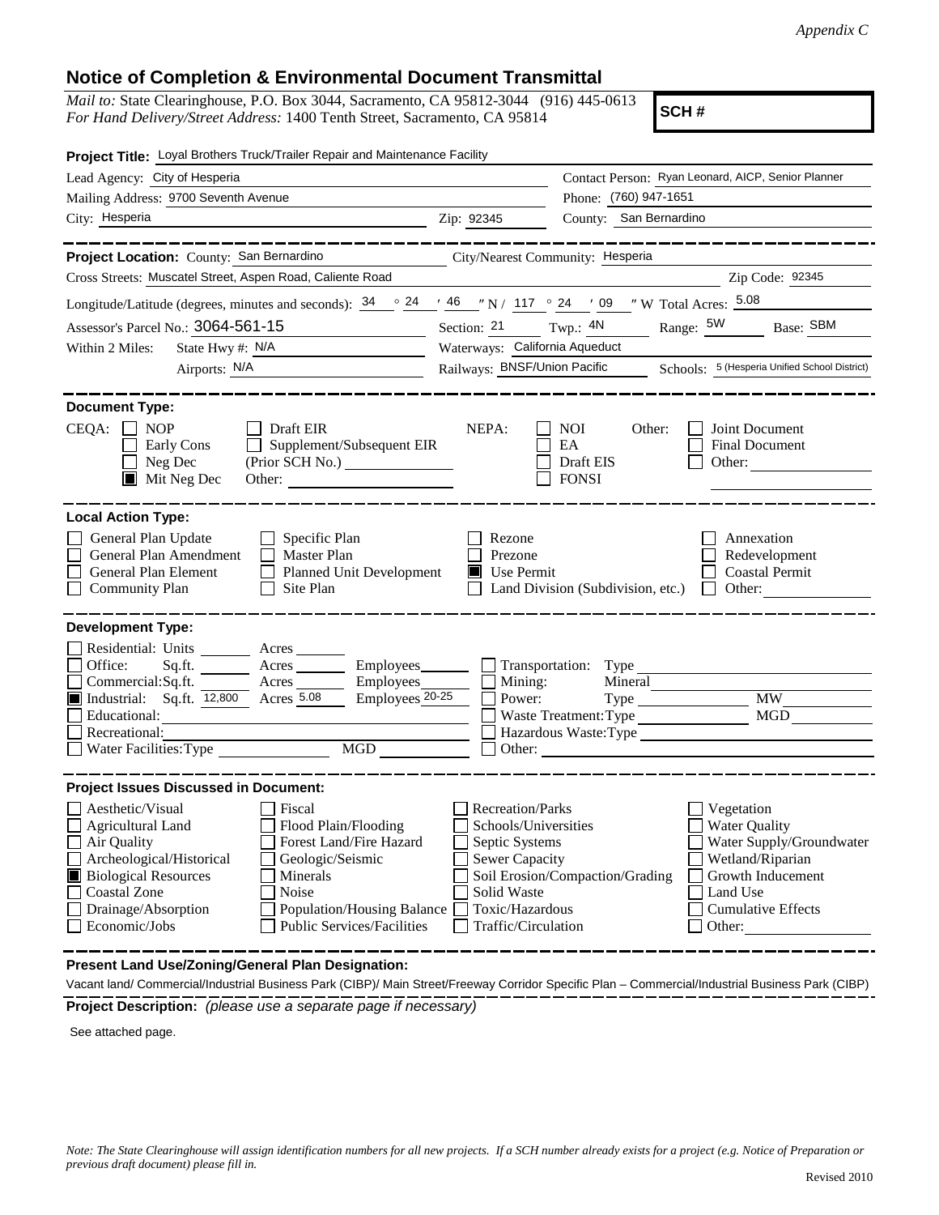*Appendix C*

# Notice of Completion & Environmental Document Transmittal

*Mail to:* State Clearinghouse, P.O. Box 3044, Sacramento, CA 95812-3044 (916) 445-0613
*For Hand Delivery/Street Address:* 1400 Tenth Street, Sacramento, CA 95814

**SCH #**

**Project Title:** Loyal Brothers Truck/Trailer Repair and Maintenance Facility

Lead Agency: City of Hesperia
Contact Person: Ryan Leonard, AICP, Senior Planner
Mailing Address: 9700 Seventh Avenue
Phone: (760) 947-1651
City: Hesperia
Zip: 92345
County: San Bernardino

**Project Location:** County: San Bernardino
City/Nearest Community: Hesperia
Cross Streets: Muscatel Street, Aspen Road, Caliente Road
Zip Code: 92345
Longitude/Latitude (degrees, minutes and seconds): 34 ° 24 ′ 46 ″ N / 117 ° 24 ′ 09 ″ W Total Acres: 5.08
Assessor's Parcel No.: 3064-561-15
Section: 21 Twp.: 4N Range: 5W Base: SBM
Within 2 Miles: State Hwy #: N/A
Waterways: California Aqueduct
Airports: N/A
Railways: BNSF/Union Pacific
Schools: 5 (Hesperia Unified School District)

**Document Type:**

CEQA: ☐ NOP ☐ Early Cons ☐ Neg Dec ☒ Mit Neg Dec
☐ Draft EIR ☐ Supplement/Subsequent EIR (Prior SCH No.) Other:
NEPA: ☐ NOI ☐ EA ☐ Draft EIS ☐ FONSI
Other: ☐ Joint Document ☐ Final Document ☐ Other:

**Local Action Type:**

☐ General Plan Update
☐ General Plan Amendment
☐ General Plan Element
☐ Community Plan
☐ Specific Plan
☐ Master Plan
☐ Planned Unit Development
☐ Site Plan
☐ Rezone
☐ Prezone
☒ Use Permit
☐ Land Division (Subdivision, etc.)
☐ Annexation
☐ Redevelopment
☐ Coastal Permit
☐ Other:

**Development Type:**

☐ Residential: Units Acres
☐ Office: Sq.ft. Acres Employees
☐ Commercial: Sq.ft. Acres Employees
☒ Industrial: Sq.ft. 12,800 Acres 5.08 Employees 20-25
☐ Educational:
☐ Recreational:
☐ Water Facilities: Type MGD
☐ Transportation: Type
☐ Mining: Mineral
☐ Power: Type MW
☐ Waste Treatment: Type MGD
☐ Hazardous Waste: Type
☐ Other:

**Project Issues Discussed in Document:**

☐ Aesthetic/Visual
☐ Agricultural Land
☐ Air Quality
☐ Archeological/Historical
☒ Biological Resources
☐ Coastal Zone
☐ Drainage/Absorption
☐ Economic/Jobs
☐ Fiscal
☐ Flood Plain/Flooding
☐ Forest Land/Fire Hazard
☐ Geologic/Seismic
☐ Minerals
☐ Noise
☐ Population/Housing Balance
☐ Public Services/Facilities
☐ Recreation/Parks
☐ Schools/Universities
☐ Septic Systems
☐ Sewer Capacity
☐ Soil Erosion/Compaction/Grading
☐ Solid Waste
☐ Toxic/Hazardous
☐ Traffic/Circulation
☐ Vegetation
☐ Water Quality
☐ Water Supply/Groundwater
☐ Wetland/Riparian
☐ Growth Inducement
☐ Land Use
☐ Cumulative Effects
☐ Other:

**Present Land Use/Zoning/General Plan Designation:**

Vacant land/ Commercial/Industrial Business Park (CIBP)/ Main Street/Freeway Corridor Specific Plan – Commercial/Industrial Business Park (CIBP)

**Project Description:** *(please use a separate page if necessary)*

See attached page.

*Note: The State Clearinghouse will assign identification numbers for all new projects. If a SCH number already exists for a project (e.g. Notice of Preparation or previous draft document) please fill in.*

Revised 2010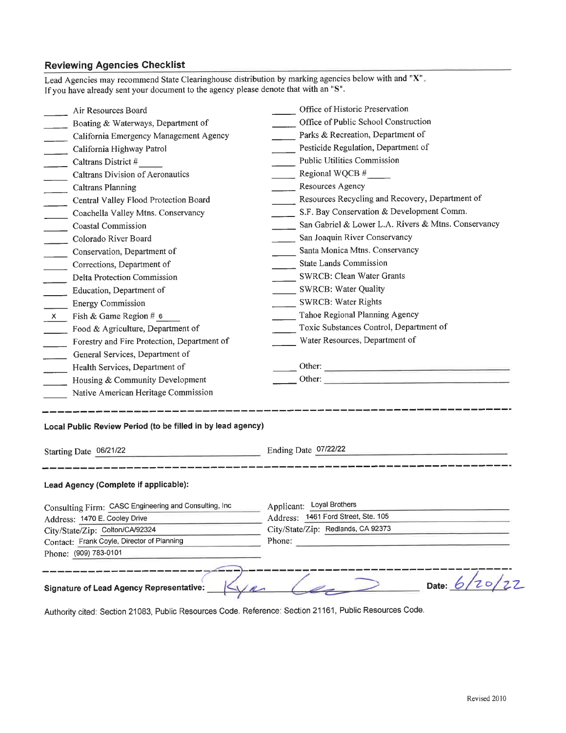## Reviewing Agencies Checklist

Lead Agencies may recommend State Clearinghouse distribution by marking agencies below with and "X".
If you have already sent your document to the agency please denote that with an "S".

- ____ Air Resources Board
- ____ Boating & Waterways, Department of
- ____ California Emergency Management Agency
- ____ California Highway Patrol
- ____ Caltrans District # ____
- ____ Caltrans Division of Aeronautics
- ____ Caltrans Planning
- ____ Central Valley Flood Protection Board
- ____ Coachella Valley Mtns. Conservancy
- ____ Coastal Commission
- ____ Colorado River Board
- ____ Conservation, Department of
- ____ Corrections, Department of
- ____ Delta Protection Commission
- ____ Education, Department of
- ____ Energy Commission
- X Fish & Game Region # 6
- ____ Food & Agriculture, Department of
- ____ Forestry and Fire Protection, Department of
- ____ General Services, Department of
- ____ Health Services, Department of
- ____ Housing & Community Development
- ____ Native American Heritage Commission
- ____ Office of Historic Preservation
- ____ Office of Public School Construction
- ____ Parks & Recreation, Department of
- ____ Pesticide Regulation, Department of
- ____ Public Utilities Commission
- ____ Regional WQCB # ____
- ____ Resources Agency
- ____ Resources Recycling and Recovery, Department of
- ____ S.F. Bay Conservation & Development Comm.
- ____ San Gabriel & Lower L.A. Rivers & Mtns. Conservancy
- ____ San Joaquin River Conservancy
- ____ Santa Monica Mtns. Conservancy
- ____ State Lands Commission
- ____ SWRCB: Clean Water Grants
- ____ SWRCB: Water Quality
- ____ SWRCB: Water Rights
- ____ Tahoe Regional Planning Agency
- ____ Toxic Substances Control, Department of
- ____ Water Resources, Department of
- ____ Other: ____________
- ____ Other: ____________

---

**Local Public Review Period (to be filled in by lead agency)**

Starting Date 06/21/22 Ending Date 07/22/22

---

**Lead Agency (Complete if applicable):**

Consulting Firm: CASC Engineering and Consulting, Inc
Address: 1470 E. Cooley Drive
City/State/Zip: Colton/CA/92324
Contact: Frank Coyle, Director of Planning
Phone: (909) 783-0101

Applicant: Loyal Brothers
Address: 1461 Ford Street, Ste. 105
City/State/Zip: Redlands, CA 92373
Phone: ____________

---

**Signature of Lead Agency Representative:** Ryan Lee **Date:** 6/20/22

Authority cited: Section 21083, Public Resources Code. Reference: Section 21161, Public Resources Code.

Revised 2010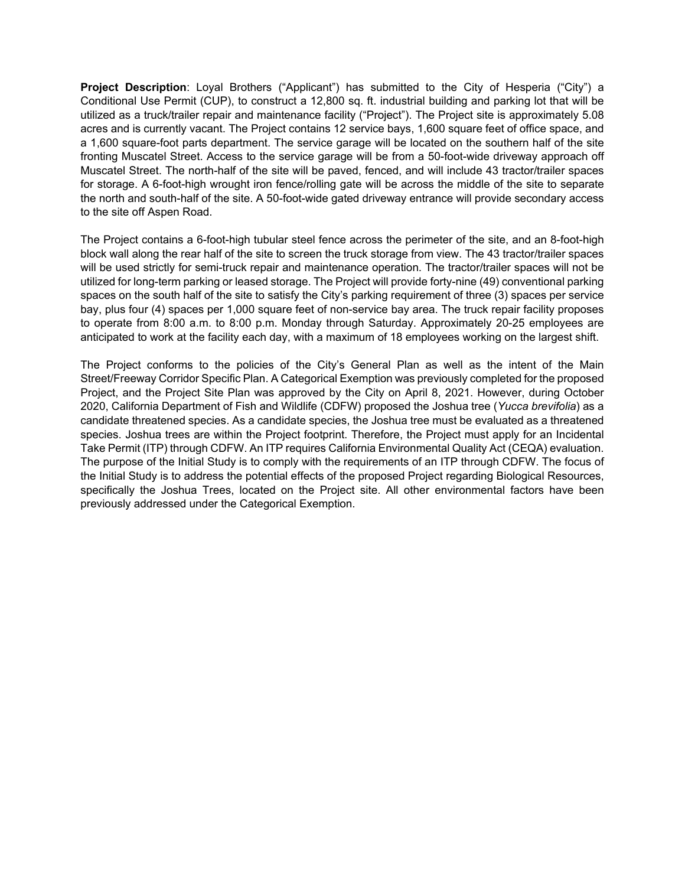**Project Description**: Loyal Brothers ("Applicant") has submitted to the City of Hesperia ("City") a Conditional Use Permit (CUP), to construct a 12,800 sq. ft. industrial building and parking lot that will be utilized as a truck/trailer repair and maintenance facility ("Project"). The Project site is approximately 5.08 acres and is currently vacant. The Project contains 12 service bays, 1,600 square feet of office space, and a 1,600 square-foot parts department. The service garage will be located on the southern half of the site fronting Muscatel Street. Access to the service garage will be from a 50-foot-wide driveway approach off Muscatel Street. The north-half of the site will be paved, fenced, and will include 43 tractor/trailer spaces for storage. A 6-foot-high wrought iron fence/rolling gate will be across the middle of the site to separate the north and south-half of the site. A 50-foot-wide gated driveway entrance will provide secondary access to the site off Aspen Road.

The Project contains a 6-foot-high tubular steel fence across the perimeter of the site, and an 8-foot-high block wall along the rear half of the site to screen the truck storage from view. The 43 tractor/trailer spaces will be used strictly for semi-truck repair and maintenance operation. The tractor/trailer spaces will not be utilized for long-term parking or leased storage. The Project will provide forty-nine (49) conventional parking spaces on the south half of the site to satisfy the City's parking requirement of three (3) spaces per service bay, plus four (4) spaces per 1,000 square feet of non-service bay area. The truck repair facility proposes to operate from 8:00 a.m. to 8:00 p.m. Monday through Saturday. Approximately 20-25 employees are anticipated to work at the facility each day, with a maximum of 18 employees working on the largest shift.

The Project conforms to the policies of the City's General Plan as well as the intent of the Main Street/Freeway Corridor Specific Plan. A Categorical Exemption was previously completed for the proposed Project, and the Project Site Plan was approved by the City on April 8, 2021. However, during October 2020, California Department of Fish and Wildlife (CDFW) proposed the Joshua tree (*Yucca brevifolia*) as a candidate threatened species. As a candidate species, the Joshua tree must be evaluated as a threatened species. Joshua trees are within the Project footprint. Therefore, the Project must apply for an Incidental Take Permit (ITP) through CDFW. An ITP requires California Environmental Quality Act (CEQA) evaluation. The purpose of the Initial Study is to comply with the requirements of an ITP through CDFW. The focus of the Initial Study is to address the potential effects of the proposed Project regarding Biological Resources, specifically the Joshua Trees, located on the Project site. All other environmental factors have been previously addressed under the Categorical Exemption.